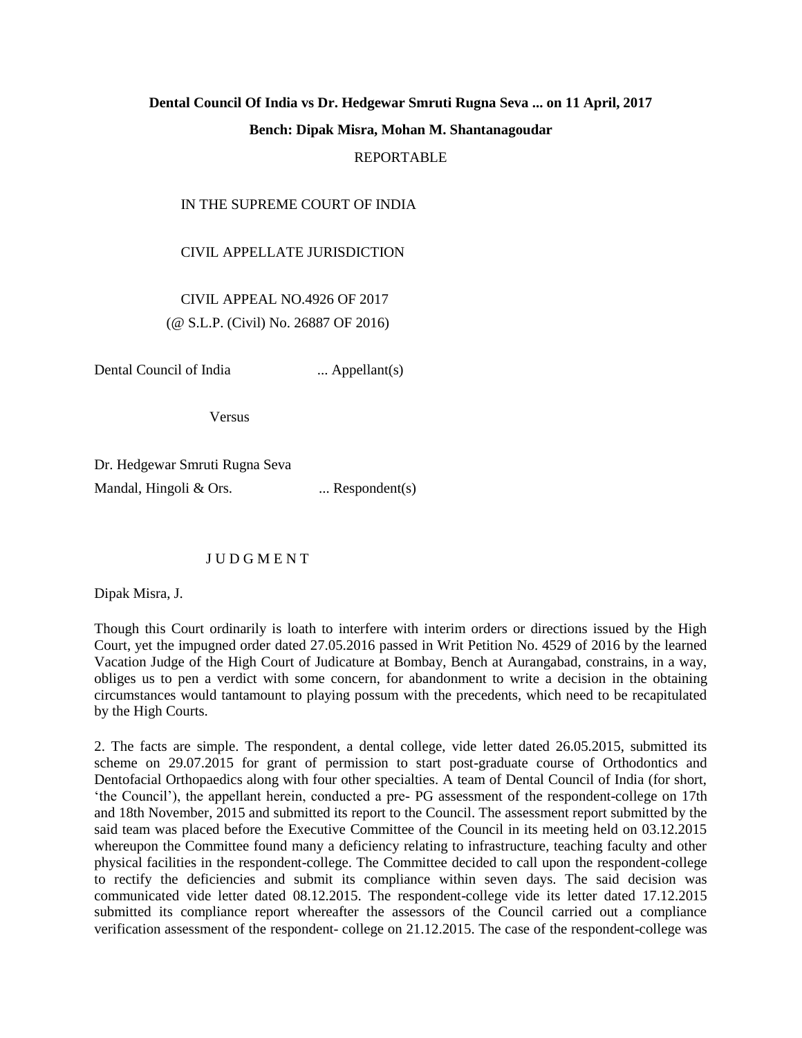**Dental Council Of India vs Dr. Hedgewar Smruti Rugna Seva ... on 11 April, 2017**

**Bench: Dipak Misra, Mohan M. Shantanagoudar**

REPORTABLE

IN THE SUPREME COURT OF INDIA

CIVIL APPELLATE JURISDICTION

CIVIL APPEAL NO.4926 OF 2017
(@ S.L.P. (Civil) No. 26887 OF 2016)

Dental Council of India ... Appellant(s)

Versus

Dr. Hedgewar Smruti Rugna Seva
Mandal, Hingoli & Ors. ... Respondent(s)

J U D G M E N T

Dipak Misra, J.

Though this Court ordinarily is loath to interfere with interim orders or directions issued by the High Court, yet the impugned order dated 27.05.2016 passed in Writ Petition No. 4529 of 2016 by the learned Vacation Judge of the High Court of Judicature at Bombay, Bench at Aurangabad, constrains, in a way, obliges us to pen a verdict with some concern, for abandonment to write a decision in the obtaining circumstances would tantamount to playing possum with the precedents, which need to be recapitulated by the High Courts.

2. The facts are simple. The respondent, a dental college, vide letter dated 26.05.2015, submitted its scheme on 29.07.2015 for grant of permission to start post-graduate course of Orthodontics and Dentofacial Orthopaedics along with four other specialties. A team of Dental Council of India (for short, 'the Council'), the appellant herein, conducted a pre- PG assessment of the respondent-college on 17th and 18th November, 2015 and submitted its report to the Council. The assessment report submitted by the said team was placed before the Executive Committee of the Council in its meeting held on 03.12.2015 whereupon the Committee found many a deficiency relating to infrastructure, teaching faculty and other physical facilities in the respondent-college. The Committee decided to call upon the respondent-college to rectify the deficiencies and submit its compliance within seven days. The said decision was communicated vide letter dated 08.12.2015. The respondent-college vide its letter dated 17.12.2015 submitted its compliance report whereafter the assessors of the Council carried out a compliance verification assessment of the respondent- college on 21.12.2015. The case of the respondent-college was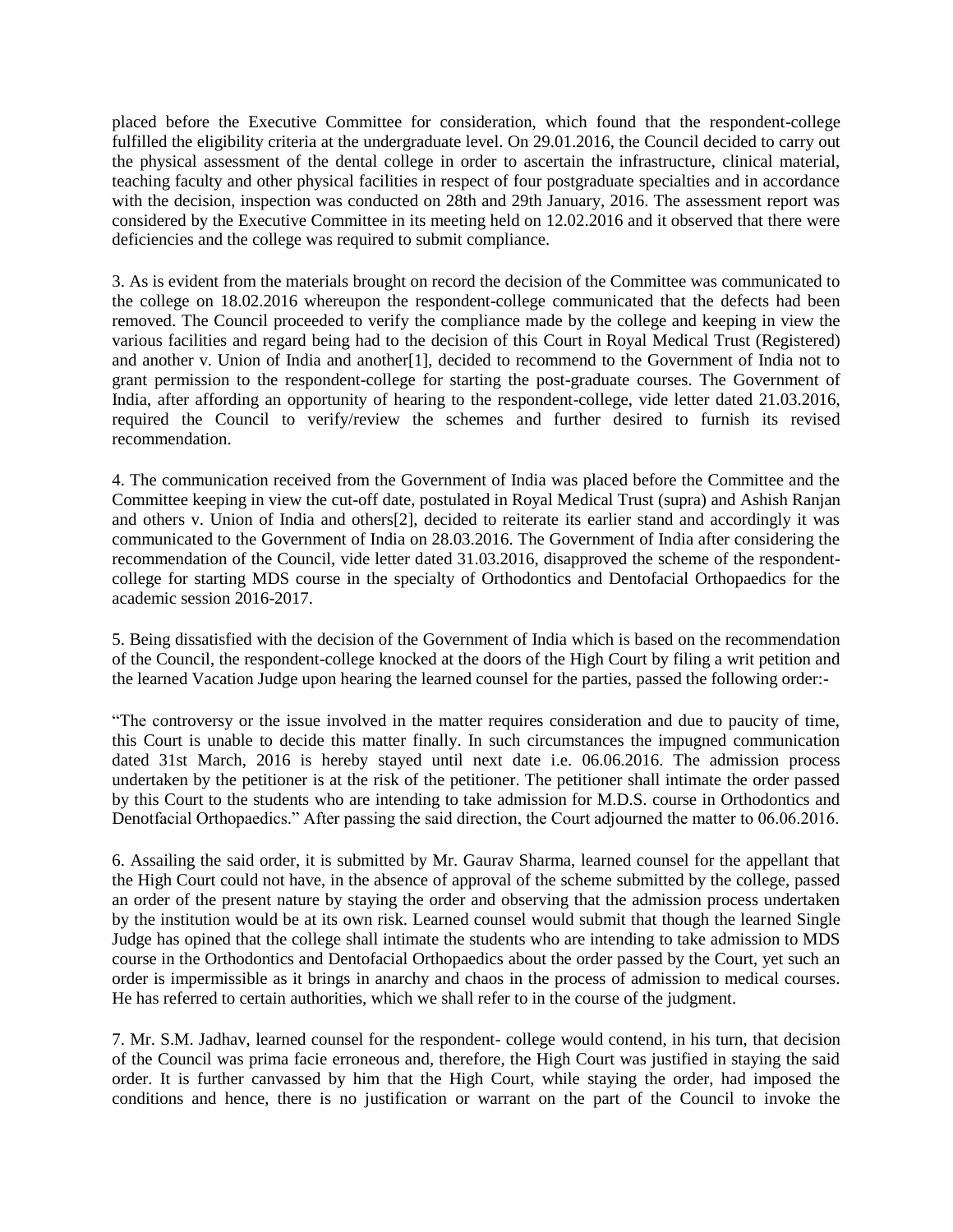placed before the Executive Committee for consideration, which found that the respondent-college fulfilled the eligibility criteria at the undergraduate level. On 29.01.2016, the Council decided to carry out the physical assessment of the dental college in order to ascertain the infrastructure, clinical material, teaching faculty and other physical facilities in respect of four postgraduate specialties and in accordance with the decision, inspection was conducted on 28th and 29th January, 2016. The assessment report was considered by the Executive Committee in its meeting held on 12.02.2016 and it observed that there were deficiencies and the college was required to submit compliance.

3. As is evident from the materials brought on record the decision of the Committee was communicated to the college on 18.02.2016 whereupon the respondent-college communicated that the defects had been removed. The Council proceeded to verify the compliance made by the college and keeping in view the various facilities and regard being had to the decision of this Court in Royal Medical Trust (Registered) and another v. Union of India and another[1], decided to recommend to the Government of India not to grant permission to the respondent-college for starting the post-graduate courses. The Government of India, after affording an opportunity of hearing to the respondent-college, vide letter dated 21.03.2016, required the Council to verify/review the schemes and further desired to furnish its revised recommendation.

4. The communication received from the Government of India was placed before the Committee and the Committee keeping in view the cut-off date, postulated in Royal Medical Trust (supra) and Ashish Ranjan and others v. Union of India and others[2], decided to reiterate its earlier stand and accordingly it was communicated to the Government of India on 28.03.2016. The Government of India after considering the recommendation of the Council, vide letter dated 31.03.2016, disapproved the scheme of the respondent-college for starting MDS course in the specialty of Orthodontics and Dentofacial Orthopaedics for the academic session 2016-2017.

5. Being dissatisfied with the decision of the Government of India which is based on the recommendation of the Council, the respondent-college knocked at the doors of the High Court by filing a writ petition and the learned Vacation Judge upon hearing the learned counsel for the parties, passed the following order:-

"The controversy or the issue involved in the matter requires consideration and due to paucity of time, this Court is unable to decide this matter finally. In such circumstances the impugned communication dated 31st March, 2016 is hereby stayed until next date i.e. 06.06.2016. The admission process undertaken by the petitioner is at the risk of the petitioner. The petitioner shall intimate the order passed by this Court to the students who are intending to take admission for M.D.S. course in Orthodontics and Denotfacial Orthopaedics." After passing the said direction, the Court adjourned the matter to 06.06.2016.

6. Assailing the said order, it is submitted by Mr. Gaurav Sharma, learned counsel for the appellant that the High Court could not have, in the absence of approval of the scheme submitted by the college, passed an order of the present nature by staying the order and observing that the admission process undertaken by the institution would be at its own risk. Learned counsel would submit that though the learned Single Judge has opined that the college shall intimate the students who are intending to take admission to MDS course in the Orthodontics and Dentofacial Orthopaedics about the order passed by the Court, yet such an order is impermissible as it brings in anarchy and chaos in the process of admission to medical courses. He has referred to certain authorities, which we shall refer to in the course of the judgment.

7. Mr. S.M. Jadhav, learned counsel for the respondent- college would contend, in his turn, that decision of the Council was prima facie erroneous and, therefore, the High Court was justified in staying the said order. It is further canvassed by him that the High Court, while staying the order, had imposed the conditions and hence, there is no justification or warrant on the part of the Council to invoke the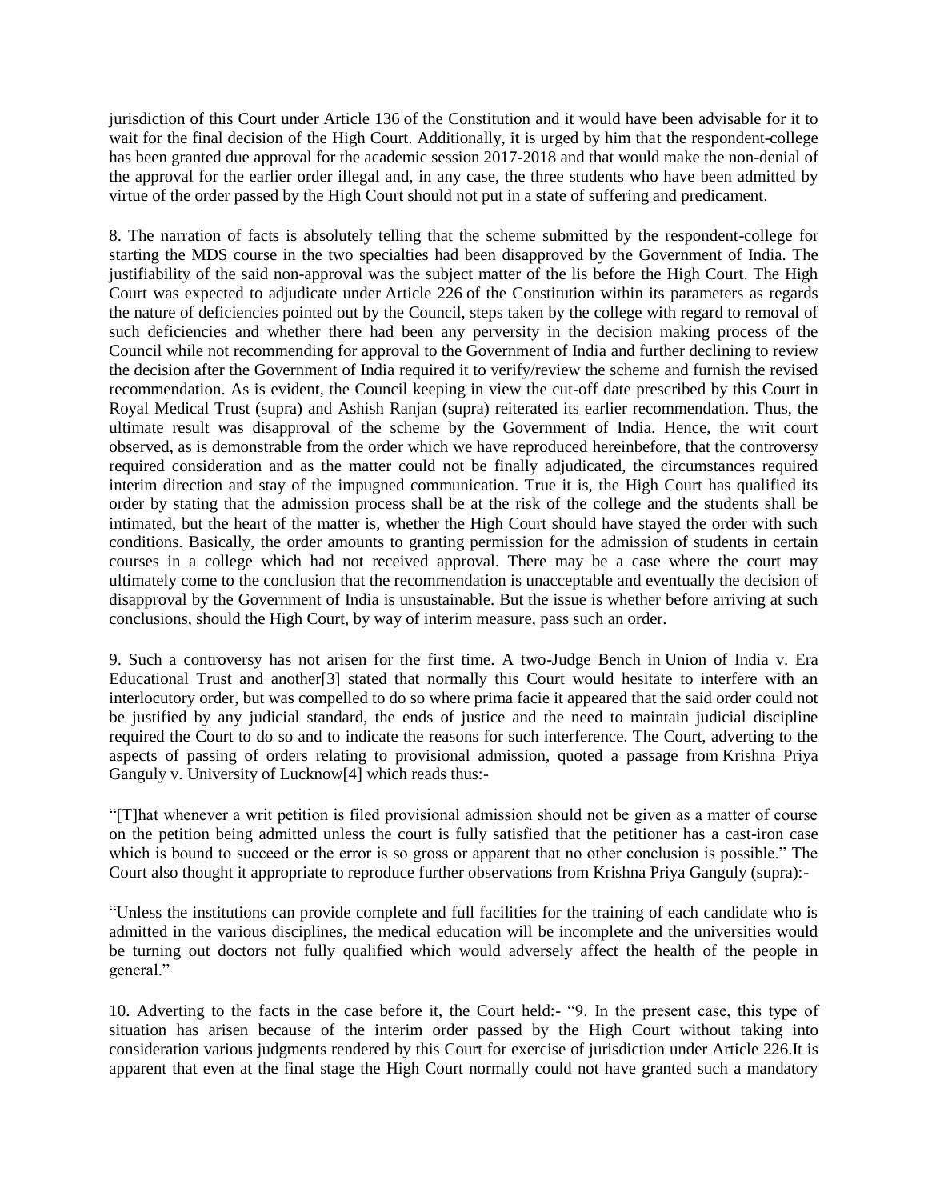jurisdiction of this Court under Article 136 of the Constitution and it would have been advisable for it to wait for the final decision of the High Court. Additionally, it is urged by him that the respondent-college has been granted due approval for the academic session 2017-2018 and that would make the non-denial of the approval for the earlier order illegal and, in any case, the three students who have been admitted by virtue of the order passed by the High Court should not put in a state of suffering and predicament.

8. The narration of facts is absolutely telling that the scheme submitted by the respondent-college for starting the MDS course in the two specialties had been disapproved by the Government of India. The justifiability of the said non-approval was the subject matter of the lis before the High Court. The High Court was expected to adjudicate under Article 226 of the Constitution within its parameters as regards the nature of deficiencies pointed out by the Council, steps taken by the college with regard to removal of such deficiencies and whether there had been any perversity in the decision making process of the Council while not recommending for approval to the Government of India and further declining to review the decision after the Government of India required it to verify/review the scheme and furnish the revised recommendation. As is evident, the Council keeping in view the cut-off date prescribed by this Court in Royal Medical Trust (supra) and Ashish Ranjan (supra) reiterated its earlier recommendation. Thus, the ultimate result was disapproval of the scheme by the Government of India. Hence, the writ court observed, as is demonstrable from the order which we have reproduced hereinbefore, that the controversy required consideration and as the matter could not be finally adjudicated, the circumstances required interim direction and stay of the impugned communication. True it is, the High Court has qualified its order by stating that the admission process shall be at the risk of the college and the students shall be intimated, but the heart of the matter is, whether the High Court should have stayed the order with such conditions. Basically, the order amounts to granting permission for the admission of students in certain courses in a college which had not received approval. There may be a case where the court may ultimately come to the conclusion that the recommendation is unacceptable and eventually the decision of disapproval by the Government of India is unsustainable. But the issue is whether before arriving at such conclusions, should the High Court, by way of interim measure, pass such an order.

9. Such a controversy has not arisen for the first time. A two-Judge Bench in Union of India v. Era Educational Trust and another[3] stated that normally this Court would hesitate to interfere with an interlocutory order, but was compelled to do so where prima facie it appeared that the said order could not be justified by any judicial standard, the ends of justice and the need to maintain judicial discipline required the Court to do so and to indicate the reasons for such interference. The Court, adverting to the aspects of passing of orders relating to provisional admission, quoted a passage from Krishna Priya Ganguly v. University of Lucknow[4] which reads thus:-

"[T]hat whenever a writ petition is filed provisional admission should not be given as a matter of course on the petition being admitted unless the court is fully satisfied that the petitioner has a cast-iron case which is bound to succeed or the error is so gross or apparent that no other conclusion is possible." The Court also thought it appropriate to reproduce further observations from Krishna Priya Ganguly (supra):-

"Unless the institutions can provide complete and full facilities for the training of each candidate who is admitted in the various disciplines, the medical education will be incomplete and the universities would be turning out doctors not fully qualified which would adversely affect the health of the people in general."

10. Adverting to the facts in the case before it, the Court held:- "9. In the present case, this type of situation has arisen because of the interim order passed by the High Court without taking into consideration various judgments rendered by this Court for exercise of jurisdiction under Article 226.It is apparent that even at the final stage the High Court normally could not have granted such a mandatory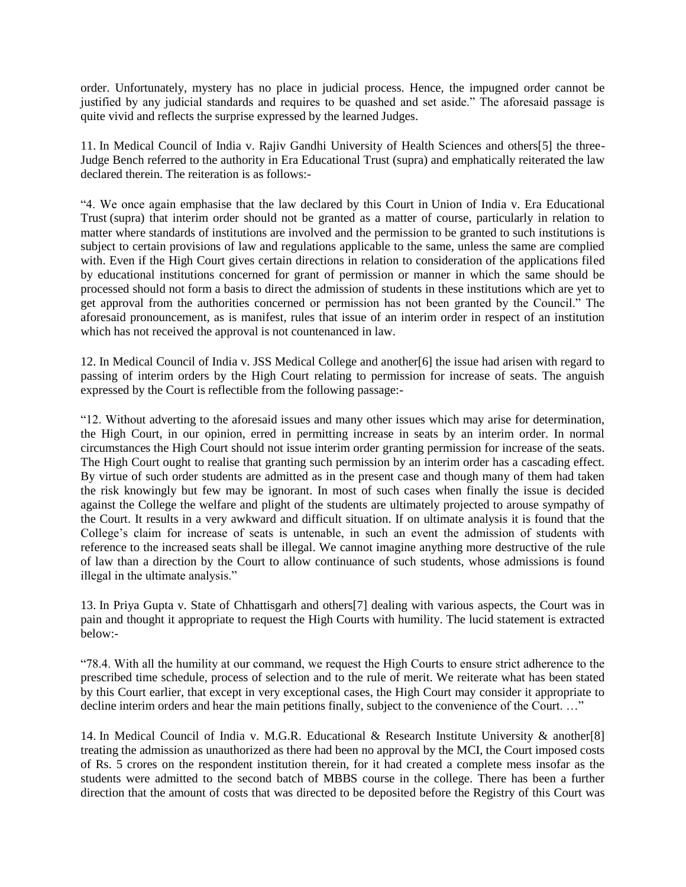order. Unfortunately, mystery has no place in judicial process. Hence, the impugned order cannot be justified by any judicial standards and requires to be quashed and set aside." The aforesaid passage is quite vivid and reflects the surprise expressed by the learned Judges.

11. In Medical Council of India v. Rajiv Gandhi University of Health Sciences and others[5] the three-Judge Bench referred to the authority in Era Educational Trust (supra) and emphatically reiterated the law declared therein. The reiteration is as follows:-

"4. We once again emphasise that the law declared by this Court in Union of India v. Era Educational Trust (supra) that interim order should not be granted as a matter of course, particularly in relation to matter where standards of institutions are involved and the permission to be granted to such institutions is subject to certain provisions of law and regulations applicable to the same, unless the same are complied with. Even if the High Court gives certain directions in relation to consideration of the applications filed by educational institutions concerned for grant of permission or manner in which the same should be processed should not form a basis to direct the admission of students in these institutions which are yet to get approval from the authorities concerned or permission has not been granted by the Council." The aforesaid pronouncement, as is manifest, rules that issue of an interim order in respect of an institution which has not received the approval is not countenanced in law.

12. In Medical Council of India v. JSS Medical College and another[6] the issue had arisen with regard to passing of interim orders by the High Court relating to permission for increase of seats. The anguish expressed by the Court is reflectible from the following passage:-

"12. Without adverting to the aforesaid issues and many other issues which may arise for determination, the High Court, in our opinion, erred in permitting increase in seats by an interim order. In normal circumstances the High Court should not issue interim order granting permission for increase of the seats. The High Court ought to realise that granting such permission by an interim order has a cascading effect. By virtue of such order students are admitted as in the present case and though many of them had taken the risk knowingly but few may be ignorant. In most of such cases when finally the issue is decided against the College the welfare and plight of the students are ultimately projected to arouse sympathy of the Court. It results in a very awkward and difficult situation. If on ultimate analysis it is found that the College's claim for increase of seats is untenable, in such an event the admission of students with reference to the increased seats shall be illegal. We cannot imagine anything more destructive of the rule of law than a direction by the Court to allow continuance of such students, whose admissions is found illegal in the ultimate analysis."

13. In Priya Gupta v. State of Chhattisgarh and others[7] dealing with various aspects, the Court was in pain and thought it appropriate to request the High Courts with humility. The lucid statement is extracted below:-

"78.4. With all the humility at our command, we request the High Courts to ensure strict adherence to the prescribed time schedule, process of selection and to the rule of merit. We reiterate what has been stated by this Court earlier, that except in very exceptional cases, the High Court may consider it appropriate to decline interim orders and hear the main petitions finally, subject to the convenience of the Court. …"

14. In Medical Council of India v. M.G.R. Educational & Research Institute University & another[8] treating the admission as unauthorized as there had been no approval by the MCI, the Court imposed costs of Rs. 5 crores on the respondent institution therein, for it had created a complete mess insofar as the students were admitted to the second batch of MBBS course in the college. There has been a further direction that the amount of costs that was directed to be deposited before the Registry of this Court was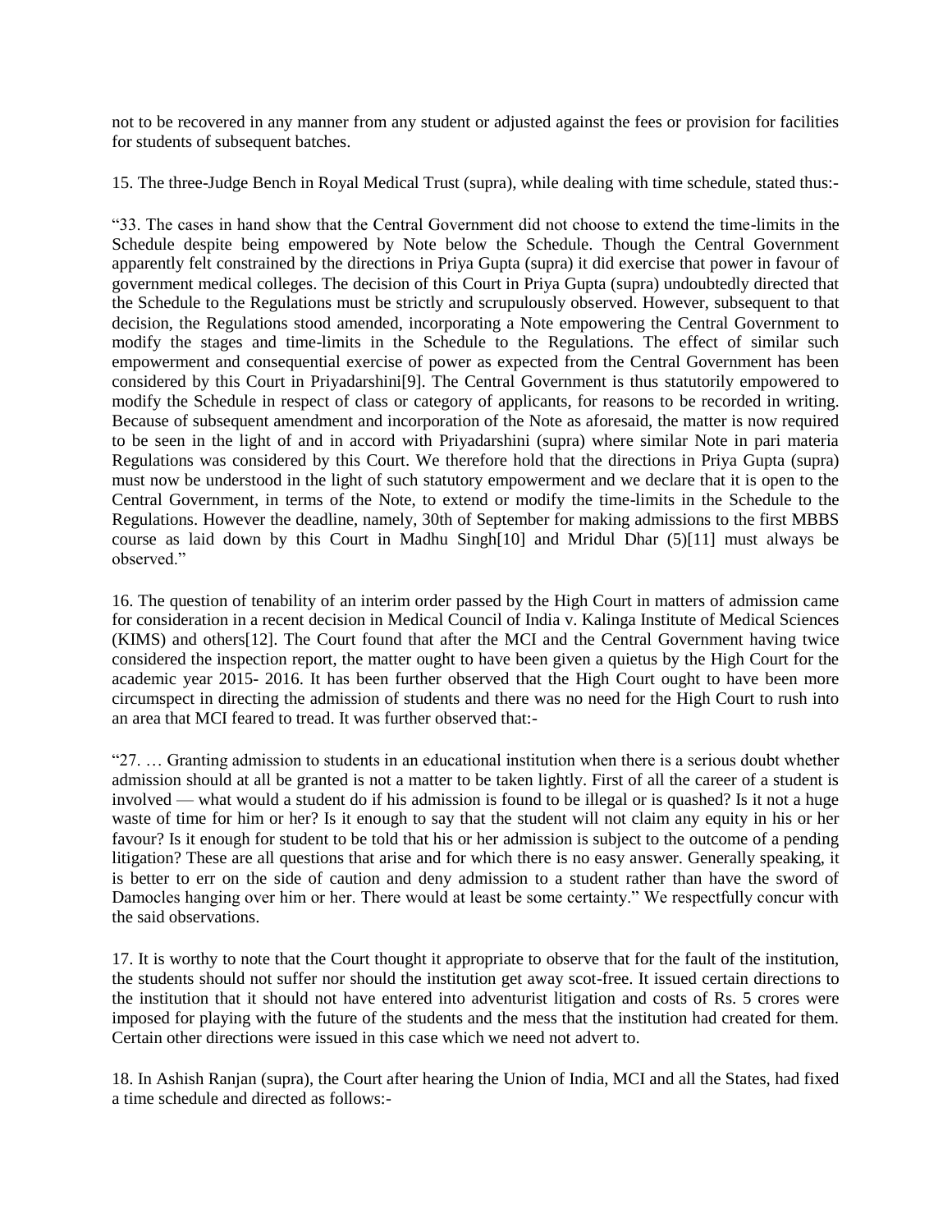not to be recovered in any manner from any student or adjusted against the fees or provision for facilities for students of subsequent batches.

15. The three-Judge Bench in Royal Medical Trust (supra), while dealing with time schedule, stated thus:-

"33. The cases in hand show that the Central Government did not choose to extend the time-limits in the Schedule despite being empowered by Note below the Schedule. Though the Central Government apparently felt constrained by the directions in Priya Gupta (supra) it did exercise that power in favour of government medical colleges. The decision of this Court in Priya Gupta (supra) undoubtedly directed that the Schedule to the Regulations must be strictly and scrupulously observed. However, subsequent to that decision, the Regulations stood amended, incorporating a Note empowering the Central Government to modify the stages and time-limits in the Schedule to the Regulations. The effect of similar such empowerment and consequential exercise of power as expected from the Central Government has been considered by this Court in Priyadarshini[9]. The Central Government is thus statutorily empowered to modify the Schedule in respect of class or category of applicants, for reasons to be recorded in writing. Because of subsequent amendment and incorporation of the Note as aforesaid, the matter is now required to be seen in the light of and in accord with Priyadarshini (supra) where similar Note in pari materia Regulations was considered by this Court. We therefore hold that the directions in Priya Gupta (supra) must now be understood in the light of such statutory empowerment and we declare that it is open to the Central Government, in terms of the Note, to extend or modify the time-limits in the Schedule to the Regulations. However the deadline, namely, 30th of September for making admissions to the first MBBS course as laid down by this Court in Madhu Singh[10] and Mridul Dhar (5)[11] must always be observed."

16. The question of tenability of an interim order passed by the High Court in matters of admission came for consideration in a recent decision in Medical Council of India v. Kalinga Institute of Medical Sciences (KIMS) and others[12]. The Court found that after the MCI and the Central Government having twice considered the inspection report, the matter ought to have been given a quietus by the High Court for the academic year 2015- 2016. It has been further observed that the High Court ought to have been more circumspect in directing the admission of students and there was no need for the High Court to rush into an area that MCI feared to tread. It was further observed that:-

"27. … Granting admission to students in an educational institution when there is a serious doubt whether admission should at all be granted is not a matter to be taken lightly. First of all the career of a student is involved — what would a student do if his admission is found to be illegal or is quashed? Is it not a huge waste of time for him or her? Is it enough to say that the student will not claim any equity in his or her favour? Is it enough for student to be told that his or her admission is subject to the outcome of a pending litigation? These are all questions that arise and for which there is no easy answer. Generally speaking, it is better to err on the side of caution and deny admission to a student rather than have the sword of Damocles hanging over him or her. There would at least be some certainty." We respectfully concur with the said observations.

17. It is worthy to note that the Court thought it appropriate to observe that for the fault of the institution, the students should not suffer nor should the institution get away scot-free. It issued certain directions to the institution that it should not have entered into adventurist litigation and costs of Rs. 5 crores were imposed for playing with the future of the students and the mess that the institution had created for them. Certain other directions were issued in this case which we need not advert to.

18. In Ashish Ranjan (supra), the Court after hearing the Union of India, MCI and all the States, had fixed a time schedule and directed as follows:-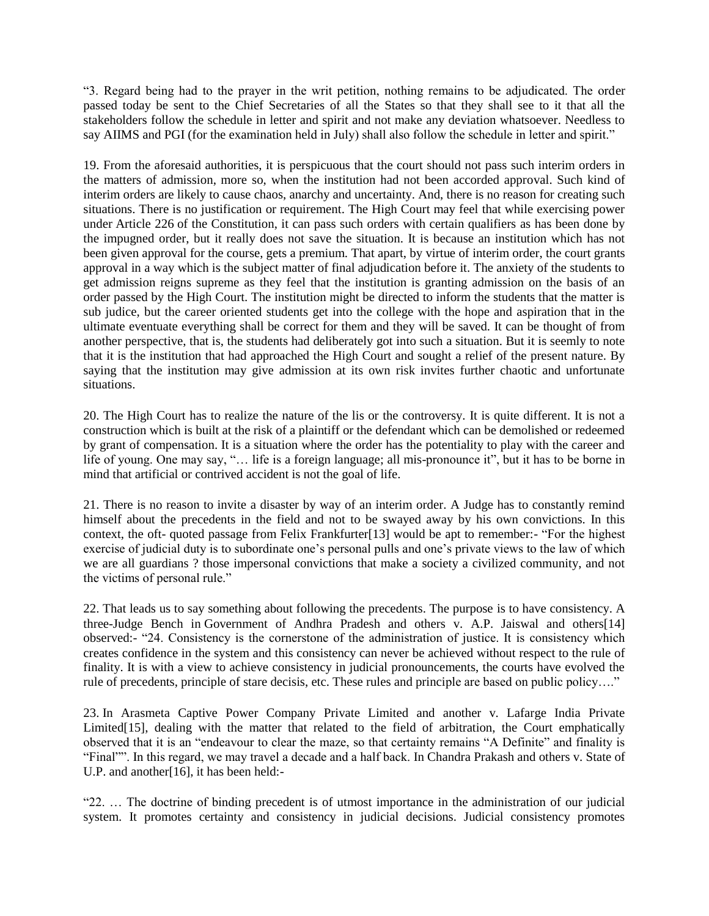"3. Regard being had to the prayer in the writ petition, nothing remains to be adjudicated. The order passed today be sent to the Chief Secretaries of all the States so that they shall see to it that all the stakeholders follow the schedule in letter and spirit and not make any deviation whatsoever. Needless to say AIIMS and PGI (for the examination held in July) shall also follow the schedule in letter and spirit."

19. From the aforesaid authorities, it is perspicuous that the court should not pass such interim orders in the matters of admission, more so, when the institution had not been accorded approval. Such kind of interim orders are likely to cause chaos, anarchy and uncertainty. And, there is no reason for creating such situations. There is no justification or requirement. The High Court may feel that while exercising power under Article 226 of the Constitution, it can pass such orders with certain qualifiers as has been done by the impugned order, but it really does not save the situation. It is because an institution which has not been given approval for the course, gets a premium. That apart, by virtue of interim order, the court grants approval in a way which is the subject matter of final adjudication before it. The anxiety of the students to get admission reigns supreme as they feel that the institution is granting admission on the basis of an order passed by the High Court. The institution might be directed to inform the students that the matter is sub judice, but the career oriented students get into the college with the hope and aspiration that in the ultimate eventuate everything shall be correct for them and they will be saved. It can be thought of from another perspective, that is, the students had deliberately got into such a situation. But it is seemly to note that it is the institution that had approached the High Court and sought a relief of the present nature. By saying that the institution may give admission at its own risk invites further chaotic and unfortunate situations.

20. The High Court has to realize the nature of the lis or the controversy. It is quite different. It is not a construction which is built at the risk of a plaintiff or the defendant which can be demolished or redeemed by grant of compensation. It is a situation where the order has the potentiality to play with the career and life of young. One may say, "… life is a foreign language; all mis-pronounce it", but it has to be borne in mind that artificial or contrived accident is not the goal of life.

21. There is no reason to invite a disaster by way of an interim order. A Judge has to constantly remind himself about the precedents in the field and not to be swayed away by his own convictions. In this context, the oft- quoted passage from Felix Frankfurter[13] would be apt to remember:- "For the highest exercise of judicial duty is to subordinate one's personal pulls and one's private views to the law of which we are all guardians ? those impersonal convictions that make a society a civilized community, and not the victims of personal rule."

22. That leads us to say something about following the precedents. The purpose is to have consistency. A three-Judge Bench in Government of Andhra Pradesh and others v. A.P. Jaiswal and others[14] observed:- "24. Consistency is the cornerstone of the administration of justice. It is consistency which creates confidence in the system and this consistency can never be achieved without respect to the rule of finality. It is with a view to achieve consistency in judicial pronouncements, the courts have evolved the rule of precedents, principle of stare decisis, etc. These rules and principle are based on public policy…."

23. In Arasmeta Captive Power Company Private Limited and another v. Lafarge India Private Limited[15], dealing with the matter that related to the field of arbitration, the Court emphatically observed that it is an "endeavour to clear the maze, so that certainty remains "A Definite" and finality is "Final"". In this regard, we may travel a decade and a half back. In Chandra Prakash and others v. State of U.P. and another[16], it has been held:-

"22. … The doctrine of binding precedent is of utmost importance in the administration of our judicial system. It promotes certainty and consistency in judicial decisions. Judicial consistency promotes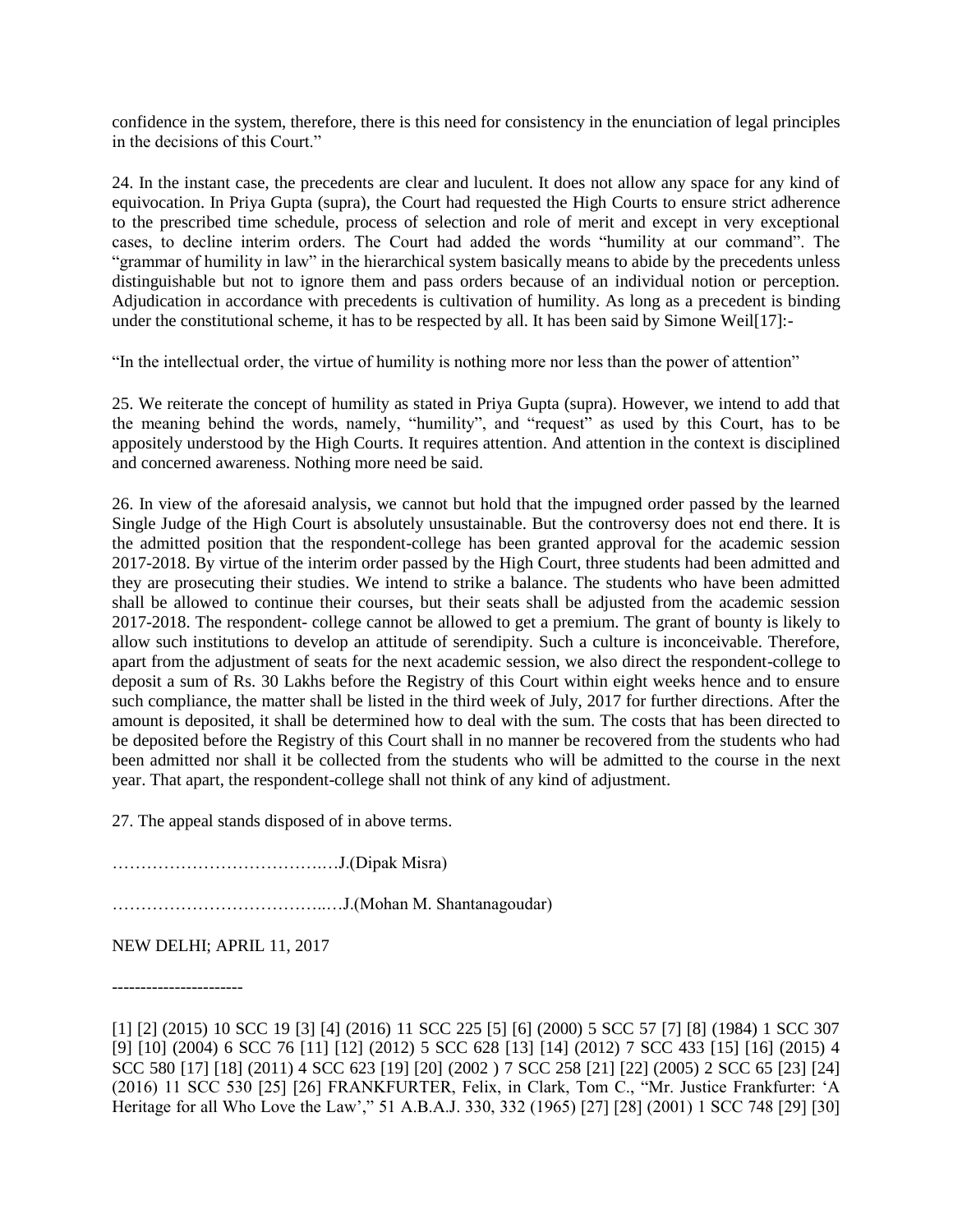confidence in the system, therefore, there is this need for consistency in the enunciation of legal principles in the decisions of this Court."

24. In the instant case, the precedents are clear and luculent. It does not allow any space for any kind of equivocation. In Priya Gupta (supra), the Court had requested the High Courts to ensure strict adherence to the prescribed time schedule, process of selection and role of merit and except in very exceptional cases, to decline interim orders. The Court had added the words "humility at our command". The "grammar of humility in law" in the hierarchical system basically means to abide by the precedents unless distinguishable but not to ignore them and pass orders because of an individual notion or perception. Adjudication in accordance with precedents is cultivation of humility. As long as a precedent is binding under the constitutional scheme, it has to be respected by all. It has been said by Simone Weil[17]:-

"In the intellectual order, the virtue of humility is nothing more nor less than the power of attention"

25. We reiterate the concept of humility as stated in Priya Gupta (supra). However, we intend to add that the meaning behind the words, namely, "humility", and "request" as used by this Court, has to be appositely understood by the High Courts. It requires attention. And attention in the context is disciplined and concerned awareness. Nothing more need be said.

26. In view of the aforesaid analysis, we cannot but hold that the impugned order passed by the learned Single Judge of the High Court is absolutely unsustainable. But the controversy does not end there. It is the admitted position that the respondent-college has been granted approval for the academic session 2017-2018. By virtue of the interim order passed by the High Court, three students had been admitted and they are prosecuting their studies. We intend to strike a balance. The students who have been admitted shall be allowed to continue their courses, but their seats shall be adjusted from the academic session 2017-2018. The respondent- college cannot be allowed to get a premium. The grant of bounty is likely to allow such institutions to develop an attitude of serendipity. Such a culture is inconceivable. Therefore, apart from the adjustment of seats for the next academic session, we also direct the respondent-college to deposit a sum of Rs. 30 Lakhs before the Registry of this Court within eight weeks hence and to ensure such compliance, the matter shall be listed in the third week of July, 2017 for further directions. After the amount is deposited, it shall be determined how to deal with the sum. The costs that has been directed to be deposited before the Registry of this Court shall in no manner be recovered from the students who had been admitted nor shall it be collected from the students who will be admitted to the course in the next year. That apart, the respondent-college shall not think of any kind of adjustment.

27. The appeal stands disposed of in above terms.

……………………………….…J.(Dipak Misra)

………………………………..….J.(Mohan M. Shantanagoudar)

NEW DELHI; APRIL 11, 2017

-----------------------

[1] [2] (2015) 10 SCC 19 [3] [4] (2016) 11 SCC 225 [5] [6] (2000) 5 SCC 57 [7] [8] (1984) 1 SCC 307 [9] [10] (2004) 6 SCC 76 [11] [12] (2012) 5 SCC 628 [13] [14] (2012) 7 SCC 433 [15] [16] (2015) 4 SCC 580 [17] [18] (2011) 4 SCC 623 [19] [20] (2002 ) 7 SCC 258 [21] [22] (2005) 2 SCC 65 [23] [24] (2016) 11 SCC 530 [25] [26] FRANKFURTER, Felix, in Clark, Tom C., "Mr. Justice Frankfurter: 'A Heritage for all Who Love the Law'," 51 A.B.A.J. 330, 332 (1965) [27] [28] (2001) 1 SCC 748 [29] [30]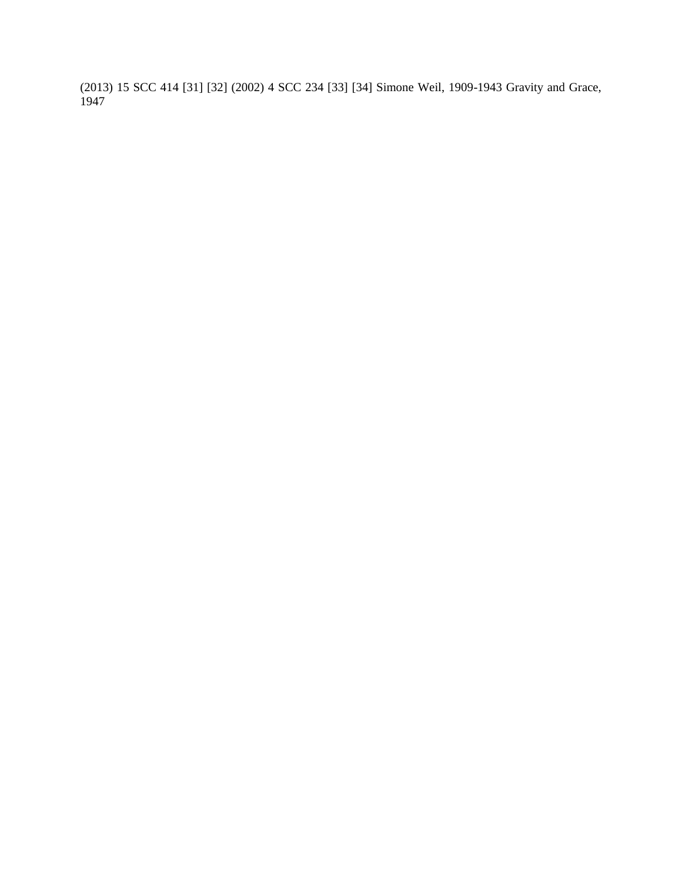(2013) 15 SCC 414 [31] [32] (2002) 4 SCC 234 [33] [34] Simone Weil, 1909-1943 Gravity and Grace, 1947